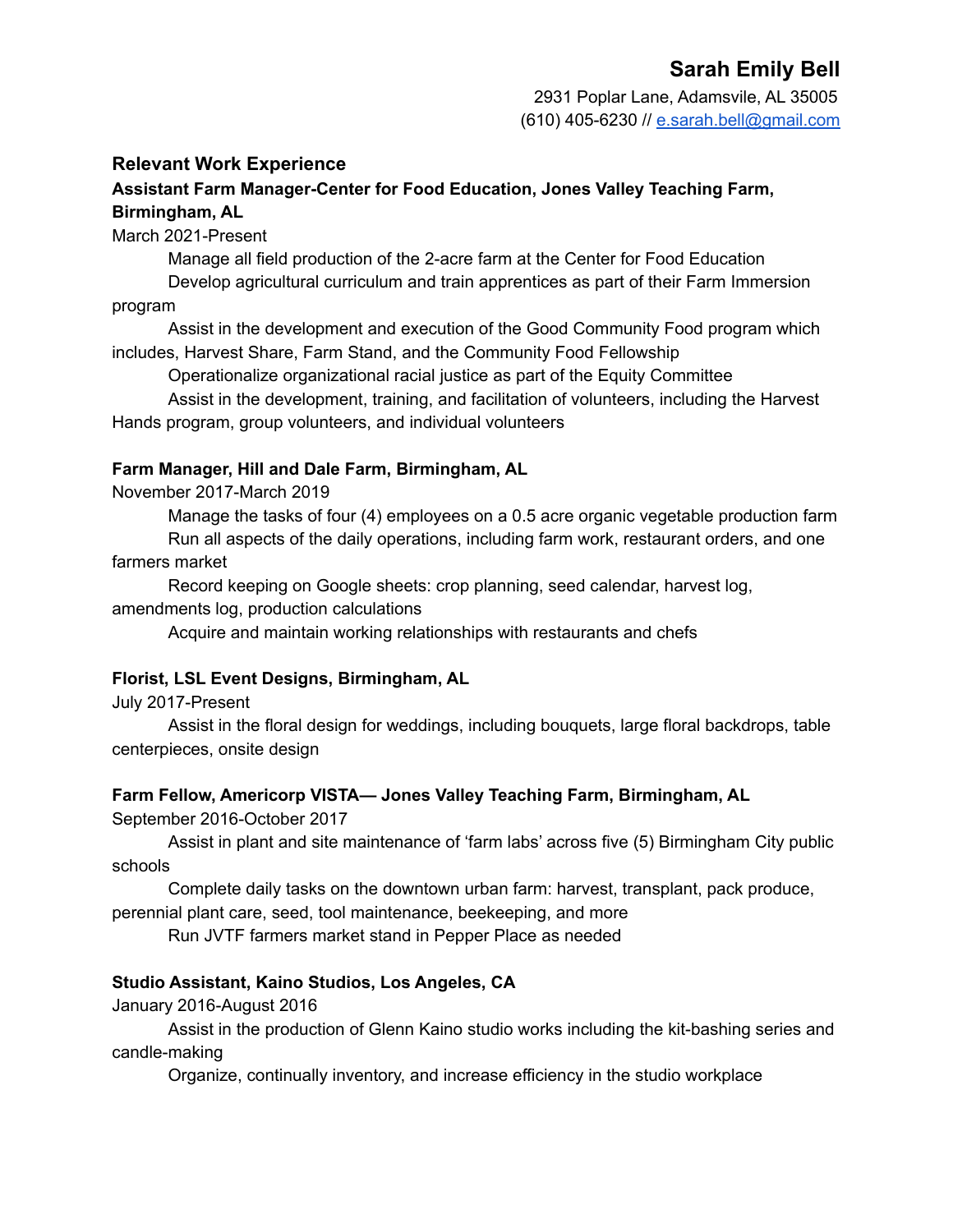# Sarah Emily Bell

2931 Poplar Lane, Adamsvile, AL 35005
(610) 405-6230 // [e.sarah.bell@gmail.com](mailto:e.sarah.bell@gmail.com)

## Relevant Work Experience

**Assistant Farm Manager-Center for Food Education, Jones Valley Teaching Farm, Birmingham, AL**
March 2021-Present

- Manage all field production of the 2-acre farm at the Center for Food Education
- Develop agricultural curriculum and train apprentices as part of their Farm Immersion program
- Assist in the development and execution of the Good Community Food program which includes, Harvest Share, Farm Stand, and the Community Food Fellowship
- Operationalize organizational racial justice as part of the Equity Committee
- Assist in the development, training, and facilitation of volunteers, including the Harvest Hands program, group volunteers, and individual volunteers

**Farm Manager, Hill and Dale Farm, Birmingham, AL**
November 2017-March 2019

- Manage the tasks of four (4) employees on a 0.5 acre organic vegetable production farm
- Run all aspects of the daily operations, including farm work, restaurant orders, and one farmers market
- Record keeping on Google sheets: crop planning, seed calendar, harvest log, amendments log, production calculations
- Acquire and maintain working relationships with restaurants and chefs

**Florist, LSL Event Designs, Birmingham, AL**
July 2017-Present

- Assist in the floral design for weddings, including bouquets, large floral backdrops, table centerpieces, onsite design

**Farm Fellow, Americorp VISTA— Jones Valley Teaching Farm, Birmingham, AL**
September 2016-October 2017

- Assist in plant and site maintenance of 'farm labs' across five (5) Birmingham City public schools
- Complete daily tasks on the downtown urban farm: harvest, transplant, pack produce, perennial plant care, seed, tool maintenance, beekeeping, and more
- Run JVTF farmers market stand in Pepper Place as needed

**Studio Assistant, Kaino Studios, Los Angeles, CA**
January 2016-August 2016

- Assist in the production of Glenn Kaino studio works including the kit-bashing series and candle-making
- Organize, continually inventory, and increase efficiency in the studio workplace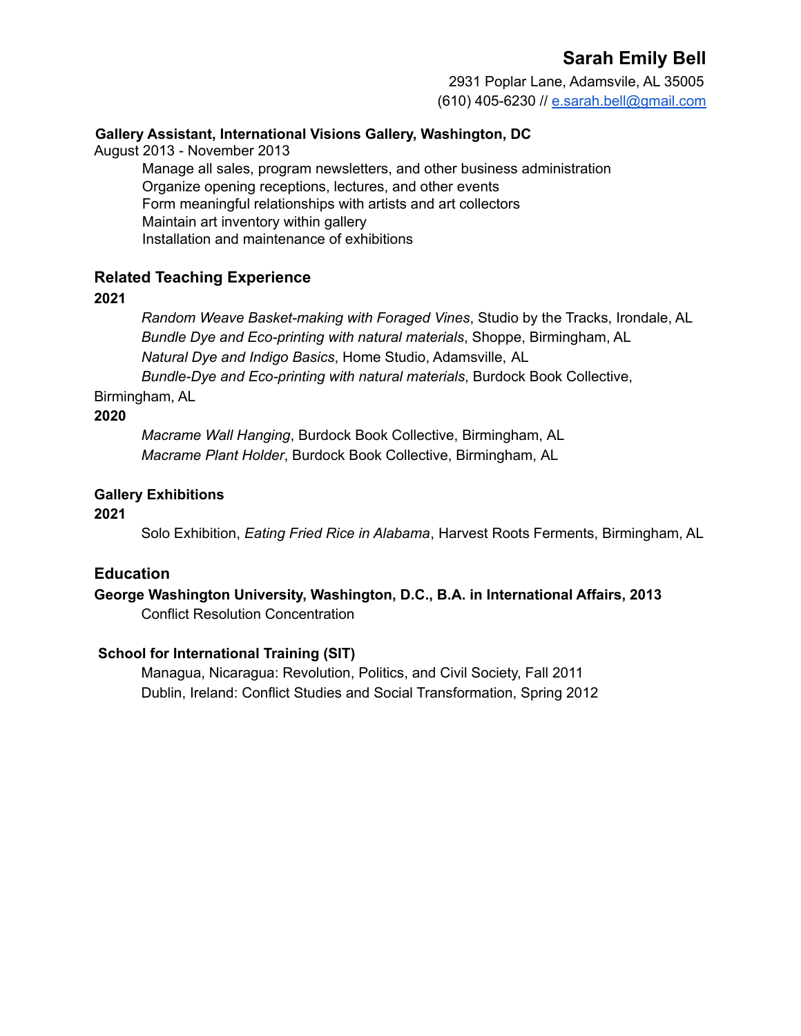# Sarah Emily Bell

2931 Poplar Lane, Adamsvile, AL 35005
(610) 405-6230 // e.sarah.bell@gmail.com

**Gallery Assistant, International Visions Gallery, Washington, DC**
August 2013 - November 2013

Manage all sales, program newsletters, and other business administration
Organize opening receptions, lectures, and other events
Form meaningful relationships with artists and art collectors
Maintain art inventory within gallery
Installation and maintenance of exhibitions

## Related Teaching Experience

**2021**

*Random Weave Basket-making with Foraged Vines*, Studio by the Tracks, Irondale, AL
*Bundle Dye and Eco-printing with natural materials*, Shoppe, Birmingham, AL
*Natural Dye and Indigo Basics*, Home Studio, Adamsville, AL
*Bundle-Dye and Eco-printing with natural materials*, Burdock Book Collective, Birmingham, AL

**2020**

*Macrame Wall Hanging*, Burdock Book Collective, Birmingham, AL
*Macrame Plant Holder*, Burdock Book Collective, Birmingham, AL

### Gallery Exhibitions

**2021**

Solo Exhibition, *Eating Fried Rice in Alabama*, Harvest Roots Ferments, Birmingham, AL

## Education

**George Washington University, Washington, D.C., B.A. in International Affairs, 2013**

Conflict Resolution Concentration

**School for International Training (SIT)**

Managua, Nicaragua: Revolution, Politics, and Civil Society, Fall 2011
Dublin, Ireland: Conflict Studies and Social Transformation, Spring 2012